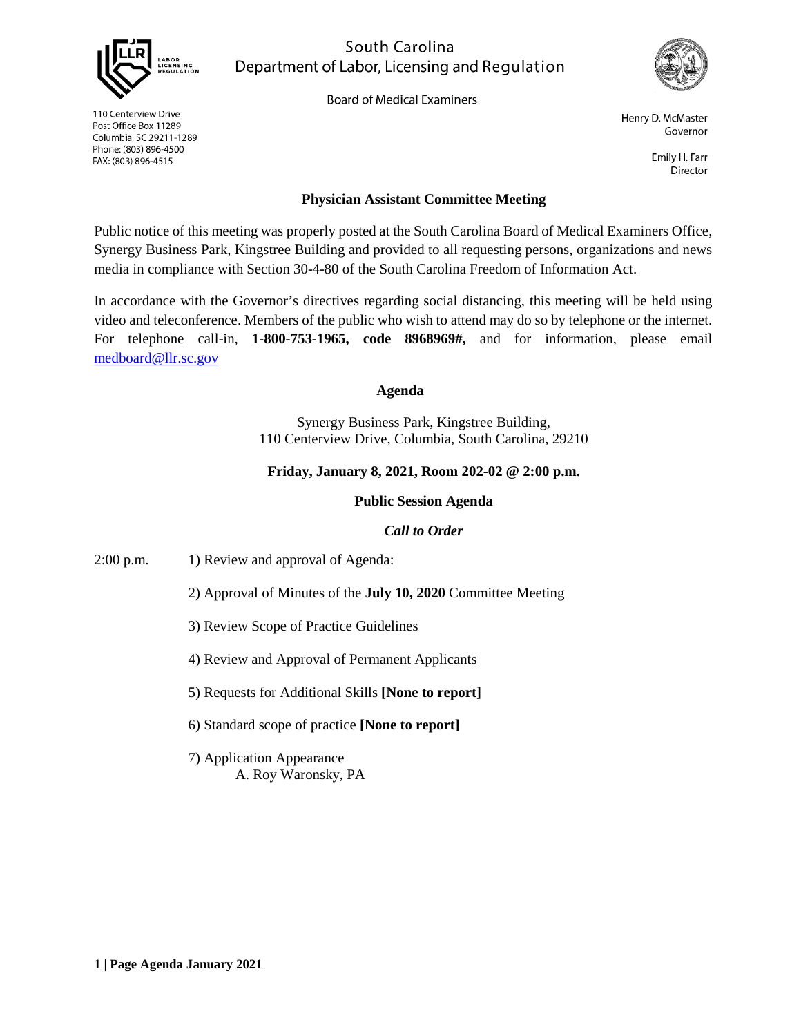South Carolina
Department of Labor, Licensing and Regulation

Board of Medical Examiners

110 Centerview Drive
Post Office Box 11289
Columbia, SC 29211-1289
Phone: (803) 896-4500
FAX: (803) 896-4515

Henry D. McMaster
Governor

Emily H. Farr
Director

## Physician Assistant Committee Meeting

Public notice of this meeting was properly posted at the South Carolina Board of Medical Examiners Office, Synergy Business Park, Kingstree Building and provided to all requesting persons, organizations and news media in compliance with Section 30-4-80 of the South Carolina Freedom of Information Act.

In accordance with the Governor's directives regarding social distancing, this meeting will be held using video and teleconference. Members of the public who wish to attend may do so by telephone or the internet. For telephone call-in, **1-800-753-1965, code 8968969#,** and for information, please email medboard@llr.sc.gov

### Agenda

Synergy Business Park, Kingstree Building,
110 Centerview Drive, Columbia, South Carolina, 29210

**Friday, January 8, 2021, Room 202-02 @ 2:00 p.m.**

**Public Session Agenda**

***Call to Order***

2:00 p.m.

1) Review and approval of Agenda:

2) Approval of Minutes of the **July 10, 2020** Committee Meeting

3) Review Scope of Practice Guidelines

4) Review and Approval of Permanent Applicants

5) Requests for Additional Skills **[None to report]**

6) Standard scope of practice **[None to report]**

7) Application Appearance
   A. Roy Waronsky, PA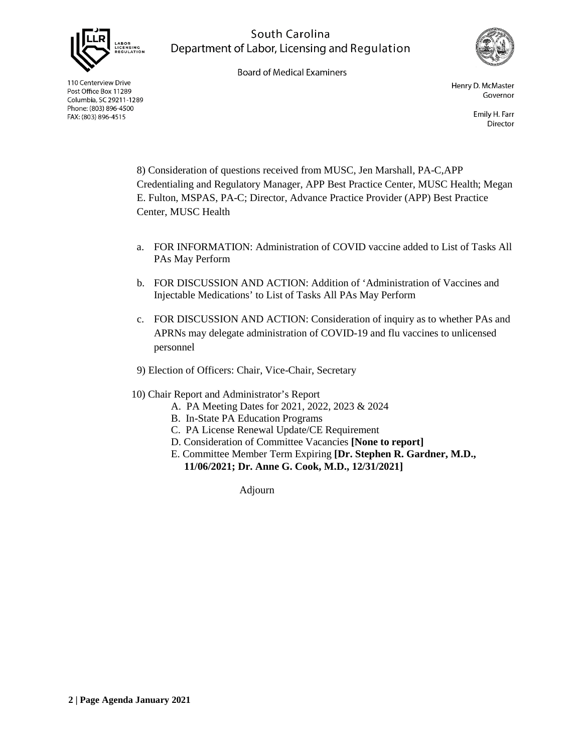South Carolina
Department of Labor, Licensing and Regulation

Board of Medical Examiners

110 Centerview Drive
Post Office Box 11289
Columbia, SC 29211-1289
Phone: (803) 896-4500
FAX: (803) 896-4515

Henry D. McMaster
Governor

Emily H. Farr
Director

8) Consideration of questions received from MUSC, Jen Marshall, PA-C,APP Credentialing and Regulatory Manager, APP Best Practice Center, MUSC Health; Megan E. Fulton, MSPAS, PA-C; Director, Advance Practice Provider (APP) Best Practice Center, MUSC Health

a. FOR INFORMATION: Administration of COVID vaccine added to List of Tasks All PAs May Perform

b. FOR DISCUSSION AND ACTION: Addition of 'Administration of Vaccines and Injectable Medications' to List of Tasks All PAs May Perform

c. FOR DISCUSSION AND ACTION: Consideration of inquiry as to whether PAs and APRNs may delegate administration of COVID-19 and flu vaccines to unlicensed personnel

9) Election of Officers: Chair, Vice-Chair, Secretary

10) Chair Report and Administrator's Report

A. PA Meeting Dates for 2021, 2022, 2023 & 2024
B. In-State PA Education Programs
C. PA License Renewal Update/CE Requirement
D. Consideration of Committee Vacancies **[None to report]**
E. Committee Member Term Expiring **[Dr. Stephen R. Gardner, M.D., 11/06/2021; Dr. Anne G. Cook, M.D., 12/31/2021]**

Adjourn